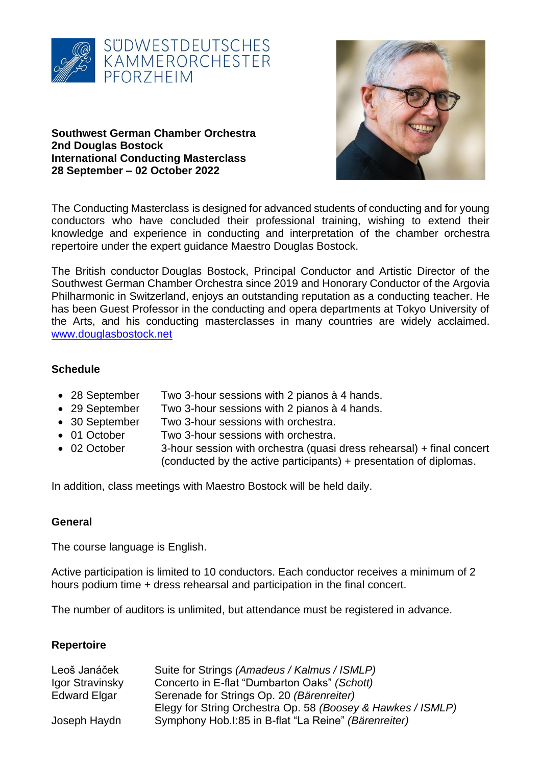SÜDWESTDEUTSCHES KAMMERORCHESTER PFORZHEIM

**Southwest German Chamber Orchestra**
**2nd Douglas Bostock**
**International Conducting Masterclass**
**28 September – 02 October 2022**

The Conducting Masterclass is designed for advanced students of conducting and for young conductors who have concluded their professional training, wishing to extend their knowledge and experience in conducting and interpretation of the chamber orchestra repertoire under the expert guidance Maestro Douglas Bostock.

The British conductor Douglas Bostock, Principal Conductor and Artistic Director of the Southwest German Chamber Orchestra since 2019 and Honorary Conductor of the Argovia Philharmonic in Switzerland, enjoys an outstanding reputation as a conducting teacher. He has been Guest Professor in the conducting and opera departments at Tokyo University of the Arts, and his conducting masterclasses in many countries are widely acclaimed. [www.douglasbostock.net](http://www.douglasbostock.net)

## Schedule

- 28 September — Two 3-hour sessions with 2 pianos à 4 hands.
- 29 September — Two 3-hour sessions with 2 pianos à 4 hands.
- 30 September — Two 3-hour sessions with orchestra.
- 01 October — Two 3-hour sessions with orchestra.
- 02 October — 3-hour session with orchestra (quasi dress rehearsal) + final concert (conducted by the active participants) + presentation of diplomas.

In addition, class meetings with Maestro Bostock will be held daily.

## General

The course language is English.

Active participation is limited to 10 conductors. Each conductor receives a minimum of 2 hours podium time + dress rehearsal and participation in the final concert.

The number of auditors is unlimited, but attendance must be registered in advance.

## Repertoire

| | |
|---|---|
| Leoš Janáček | Suite for Strings *(Amadeus / Kalmus / ISMLP)* |
| Igor Stravinsky | Concerto in E-flat "Dumbarton Oaks" *(Schott)* |
| Edward Elgar | Serenade for Strings Op. 20 *(Bärenreiter)* |
| | Elegy for String Orchestra Op. 58 *(Boosey & Hawkes / ISMLP)* |
| Joseph Haydn | Symphony Hob.I:85 in B-flat "La Reine" *(Bärenreiter)* |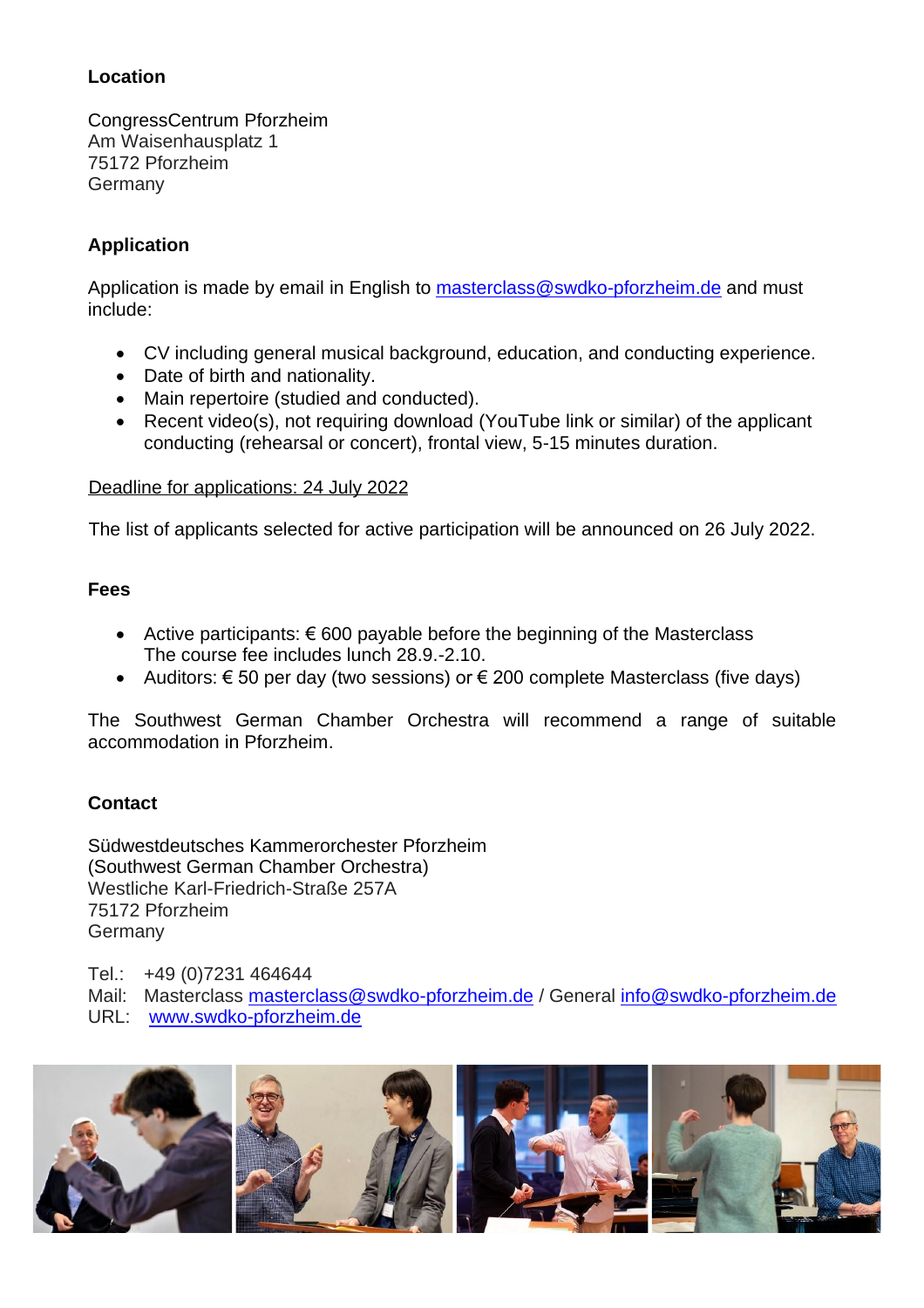**Location**

CongressCentrum Pforzheim
Am Waisenhausplatz 1
75172 Pforzheim
Germany

**Application**

Application is made by email in English to masterclass@swdko-pforzheim.de and must include:

- CV including general musical background, education, and conducting experience.
- Date of birth and nationality.
- Main repertoire (studied and conducted).
- Recent video(s), not requiring download (YouTube link or similar) of the applicant conducting (rehearsal or concert), frontal view, 5-15 minutes duration.

Deadline for applications: 24 July 2022

The list of applicants selected for active participation will be announced on 26 July 2022.

**Fees**

- Active participants: € 600 payable before the beginning of the Masterclass
  The course fee includes lunch 28.9.-2.10.
- Auditors: € 50 per day (two sessions) or € 200 complete Masterclass (five days)

The Southwest German Chamber Orchestra will recommend a range of suitable accommodation in Pforzheim.

**Contact**

Südwestdeutsches Kammerorchester Pforzheim
(Southwest German Chamber Orchestra)
Westliche Karl-Friedrich-Straße 257A
75172 Pforzheim
Germany

Tel.: +49 (0)7231 464644
Mail: Masterclass masterclass@swdko-pforzheim.de / General info@swdko-pforzheim.de
URL: www.swdko-pforzheim.de